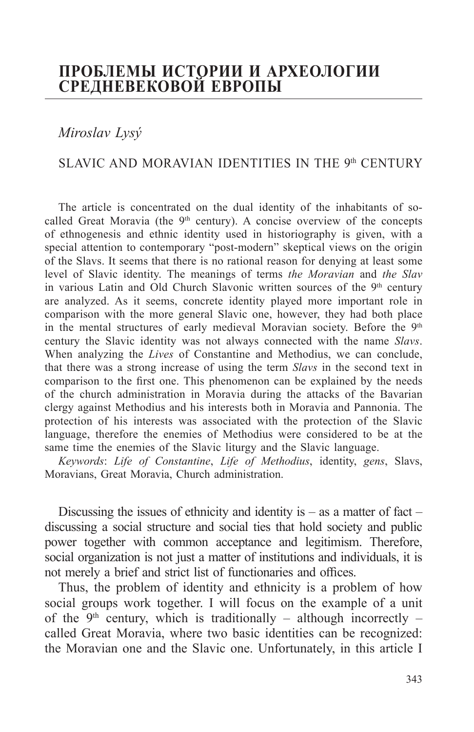# ПРОБЛЕМЫ ИСТОРИИ И АРХЕОЛОГИИ СРЕДНЕВЕКОВОЙ ЕВРОПЫ

*Miroslav Lysý*

## SLAVIC AND MORAVIAN IDENTITIES IN THE 9th CENTURY

The article is concentrated on the dual identity of the inhabitants of so-called Great Moravia (the 9th century). A concise overview of the concepts of ethnogenesis and ethnic identity used in historiography is given, with a special attention to contemporary "post-modern" skeptical views on the origin of the Slavs. It seems that there is no rational reason for denying at least some level of Slavic identity. The meanings of terms *the Moravian* and *the Slav* in various Latin and Old Church Slavonic written sources of the 9th century are analyzed. As it seems, concrete identity played more important role in comparison with the more general Slavic one, however, they had both place in the mental structures of early medieval Moravian society. Before the 9th century the Slavic identity was not always connected with the name *Slavs*. When analyzing the *Lives* of Constantine and Methodius, we can conclude, that there was a strong increase of using the term *Slavs* in the second text in comparison to the first one. This phenomenon can be explained by the needs of the church administration in Moravia during the attacks of the Bavarian clergy against Methodius and his interests both in Moravia and Pannonia. The protection of his interests was associated with the protection of the Slavic language, therefore the enemies of Methodius were considered to be at the same time the enemies of the Slavic liturgy and the Slavic language.

*Keywords*: *Life of Constantine*, *Life of Methodius*, identity, *gens*, Slavs, Moravians, Great Moravia, Church administration.

Discussing the issues of ethnicity and identity is – as a matter of fact – discussing a social structure and social ties that hold society and public power together with common acceptance and legitimism. Therefore, social organization is not just a matter of institutions and individuals, it is not merely a brief and strict list of functionaries and offices.

Thus, the problem of identity and ethnicity is a problem of how social groups work together. I will focus on the example of a unit of the 9th century, which is traditionally – although incorrectly – called Great Moravia, where two basic identities can be recognized: the Moravian one and the Slavic one. Unfortunately, in this article I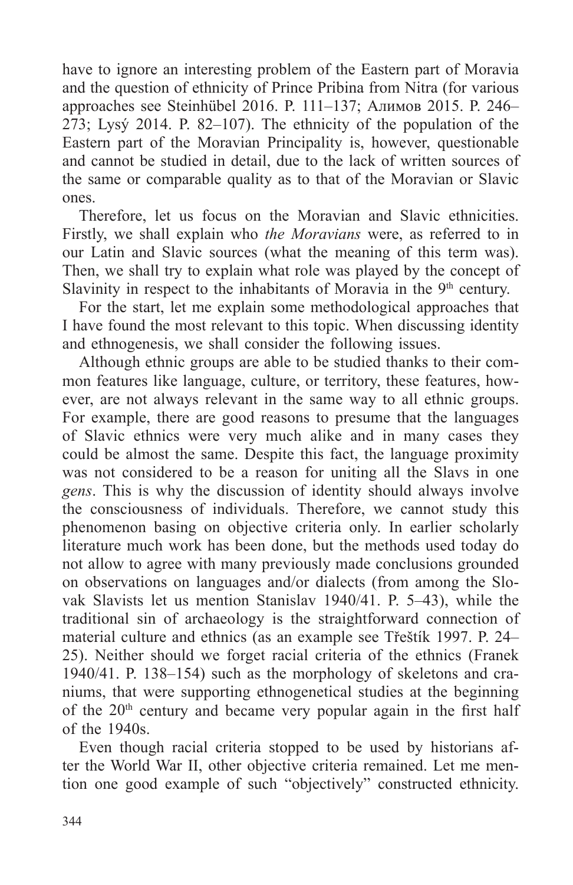have to ignore an interesting problem of the Eastern part of Moravia and the question of ethnicity of Prince Pribina from Nitra (for various approaches see Steinhübel 2016. P. 111–137; Алимов 2015. P. 246–273; Lysý 2014. P. 82–107). The ethnicity of the population of the Eastern part of the Moravian Principality is, however, questionable and cannot be studied in detail, due to the lack of written sources of the same or comparable quality as to that of the Moravian or Slavic ones.

Therefore, let us focus on the Moravian and Slavic ethnicities. Firstly, we shall explain who *the Moravians* were, as referred to in our Latin and Slavic sources (what the meaning of this term was). Then, we shall try to explain what role was played by the concept of Slavinity in respect to the inhabitants of Moravia in the 9th century.

For the start, let me explain some methodological approaches that I have found the most relevant to this topic. When discussing identity and ethnogenesis, we shall consider the following issues.

Although ethnic groups are able to be studied thanks to their common features like language, culture, or territory, these features, however, are not always relevant in the same way to all ethnic groups. For example, there are good reasons to presume that the languages of Slavic ethnics were very much alike and in many cases they could be almost the same. Despite this fact, the language proximity was not considered to be a reason for uniting all the Slavs in one *gens*. This is why the discussion of identity should always involve the consciousness of individuals. Therefore, we cannot study this phenomenon basing on objective criteria only. In earlier scholarly literature much work has been done, but the methods used today do not allow to agree with many previously made conclusions grounded on observations on languages and/or dialects (from among the Slovak Slavists let us mention Stanislav 1940/41. P. 5–43), while the traditional sin of archaeology is the straightforward connection of material culture and ethnics (as an example see Třeštík 1997. P. 24–25). Neither should we forget racial criteria of the ethnics (Franek 1940/41. P. 138–154) such as the morphology of skeletons and craniums, that were supporting ethnogenetical studies at the beginning of the 20th century and became very popular again in the first half of the 1940s.

Even though racial criteria stopped to be used by historians after the World War II, other objective criteria remained. Let me mention one good example of such "objectively" constructed ethnicity.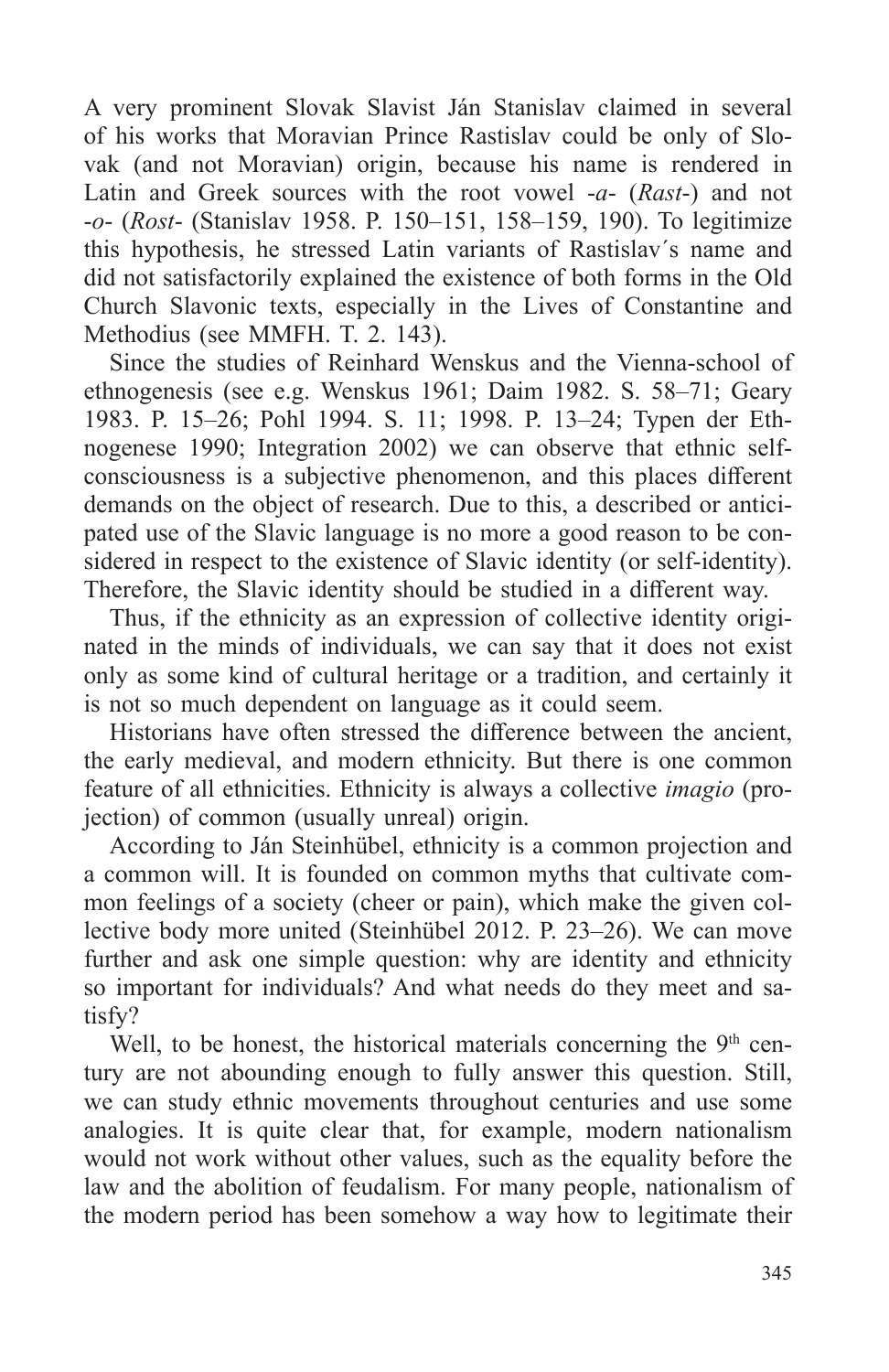A very prominent Slovak Slavist Ján Stanislav claimed in several of his works that Moravian Prince Rastislav could be only of Slovak (and not Moravian) origin, because his name is rendered in Latin and Greek sources with the root vowel -*a*- (*Rast*-) and not -*o*- (*Rost*- (Stanislav 1958. P. 150–151, 158–159, 190). To legitimize this hypothesis, he stressed Latin variants of Rastislav´s name and did not satisfactorily explained the existence of both forms in the Old Church Slavonic texts, especially in the Lives of Constantine and Methodius (see MMFH. T. 2. 143).

Since the studies of Reinhard Wenskus and the Vienna-school of ethnogenesis (see e.g. Wenskus 1961; Daim 1982. S. 58–71; Geary 1983. P. 15–26; Pohl 1994. S. 11; 1998. P. 13–24; Typen der Ethnogenese 1990; Integration 2002) we can observe that ethnic self-consciousness is a subjective phenomenon, and this places different demands on the object of research. Due to this, a described or anticipated use of the Slavic language is no more a good reason to be considered in respect to the existence of Slavic identity (or self-identity). Therefore, the Slavic identity should be studied in a different way.

Thus, if the ethnicity as an expression of collective identity originated in the minds of individuals, we can say that it does not exist only as some kind of cultural heritage or a tradition, and certainly it is not so much dependent on language as it could seem.

Historians have often stressed the difference between the ancient, the early medieval, and modern ethnicity. But there is one common feature of all ethnicities. Ethnicity is always a collective *imagio* (projection) of common (usually unreal) origin.

According to Ján Steinhübel, ethnicity is a common projection and a common will. It is founded on common myths that cultivate common feelings of a society (cheer or pain), which make the given collective body more united (Steinhübel 2012. P. 23–26). We can move further and ask one simple question: why are identity and ethnicity so important for individuals? And what needs do they meet and satisfy?

Well, to be honest, the historical materials concerning the 9th century are not abounding enough to fully answer this question. Still, we can study ethnic movements throughout centuries and use some analogies. It is quite clear that, for example, modern nationalism would not work without other values, such as the equality before the law and the abolition of feudalism. For many people, nationalism of the modern period has been somehow a way how to legitimate their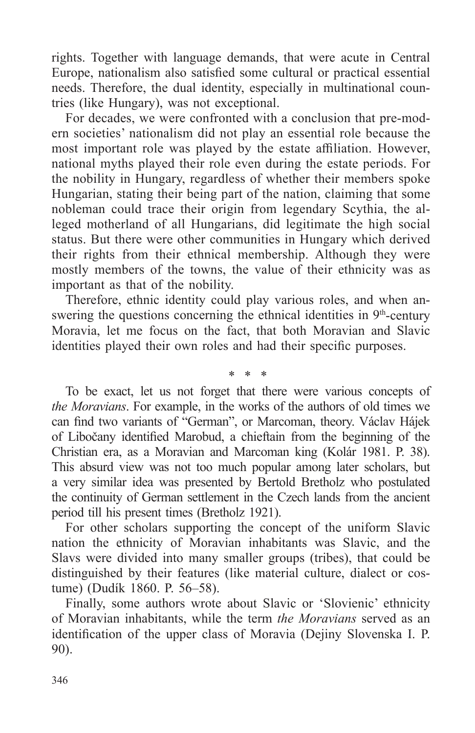rights. Together with language demands, that were acute in Central Europe, nationalism also satisfied some cultural or practical essential needs. Therefore, the dual identity, especially in multinational countries (like Hungary), was not exceptional.

For decades, we were confronted with a conclusion that pre-modern societies' nationalism did not play an essential role because the most important role was played by the estate affiliation. However, national myths played their role even during the estate periods. For the nobility in Hungary, regardless of whether their members spoke Hungarian, stating their being part of the nation, claiming that some nobleman could trace their origin from legendary Scythia, the alleged motherland of all Hungarians, did legitimate the high social status. But there were other communities in Hungary which derived their rights from their ethnical membership. Although they were mostly members of the towns, the value of their ethnicity was as important as that of the nobility.

Therefore, ethnic identity could play various roles, and when answering the questions concerning the ethnical identities in 9th-century Moravia, let me focus on the fact, that both Moravian and Slavic identities played their own roles and had their specific purposes.

\* \* \*

To be exact, let us not forget that there were various concepts of *the Moravians*. For example, in the works of the authors of old times we can find two variants of "German", or Marcoman, theory. Václav Hájek of Libočany identified Marobud, a chieftain from the beginning of the Christian era, as a Moravian and Marcoman king (Kolár 1981. P. 38). This absurd view was not too much popular among later scholars, but a very similar idea was presented by Bertold Bretholz who postulated the continuity of German settlement in the Czech lands from the ancient period till his present times (Bretholz 1921).

For other scholars supporting the concept of the uniform Slavic nation the ethnicity of Moravian inhabitants was Slavic, and the Slavs were divided into many smaller groups (tribes), that could be distinguished by their features (like material culture, dialect or costume) (Dudík 1860. P. 56–58).

Finally, some authors wrote about Slavic or 'Slovienic' ethnicity of Moravian inhabitants, while the term *the Moravians* served as an identification of the upper class of Moravia (Dejiny Slovenska I. P. 90).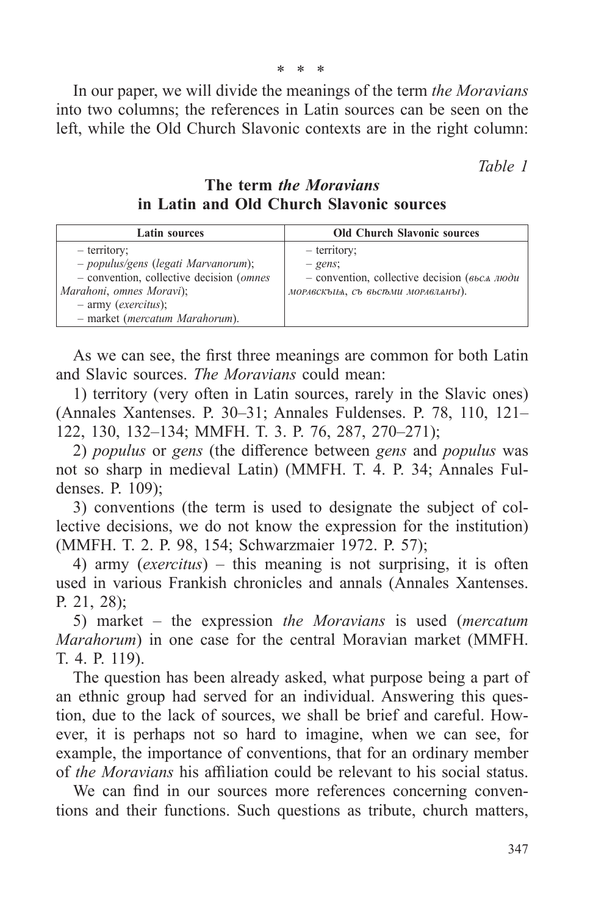\* \* \*

In our paper, we will divide the meanings of the term *the Moravians* into two columns; the references in Latin sources can be seen on the left, while the Old Church Slavonic contexts are in the right column:

*Table 1*

**The term *the Moravians* in Latin and Old Church Slavonic sources**

| Latin sources | Old Church Slavonic sources |
|---|---|
| – territory;<br>– *populus/gens* (*legati Marvanorum*);<br>– convention, collective decision (*omnes Marahoni*, *omnes Moravi*);<br>– army (*exercitus*);<br>– market (*mercatum Marahorum*). | – territory;<br>– *gens*;<br>– convention, collective decision (*вьсѧ люди моравскыѩ*, *съ вьсѣми моравлѧны*). |

As we can see, the first three meanings are common for both Latin and Slavic sources. *The Moravians* could mean:

1) territory (very often in Latin sources, rarely in the Slavic ones) (Annales Xantenses. P. 30–31; Annales Fuldenses. P. 78, 110, 121–122, 130, 132–134; MMFH. T. 3. P. 76, 287, 270–271);

2) *populus* or *gens* (the difference between *gens* and *populus* was not so sharp in medieval Latin) (MMFH. T. 4. P. 34; Annales Fuldenses. P. 109);

3) conventions (the term is used to designate the subject of collective decisions, we do not know the expression for the institution) (MMFH. T. 2. P. 98, 154; Schwarzmaier 1972. P. 57);

4) army (*exercitus*) – this meaning is not surprising, it is often used in various Frankish chronicles and annals (Annales Xantenses. P. 21, 28);

5) market – the expression *the Moravians* is used (*mercatum Marahorum*) in one case for the central Moravian market (MMFH. T. 4. P. 119).

The question has been already asked, what purpose being a part of an ethnic group had served for an individual. Answering this question, due to the lack of sources, we shall be brief and careful. However, it is perhaps not so hard to imagine, when we can see, for example, the importance of conventions, that for an ordinary member of *the Moravians* his affiliation could be relevant to his social status.

We can find in our sources more references concerning conventions and their functions. Such questions as tribute, church matters,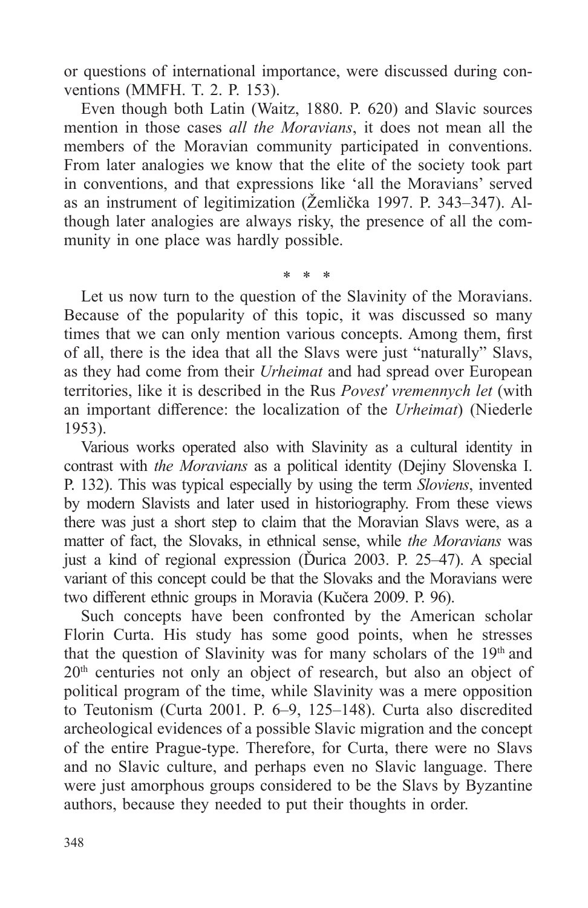or questions of international importance, were discussed during conventions (MMFH. T. 2. P. 153).

Even though both Latin (Waitz, 1880. P. 620) and Slavic sources mention in those cases *all the Moravians*, it does not mean all the members of the Moravian community participated in conventions. From later analogies we know that the elite of the society took part in conventions, and that expressions like 'all the Moravians' served as an instrument of legitimization (Žemlička 1997. P. 343–347). Although later analogies are always risky, the presence of all the community in one place was hardly possible.

\* \* \*

Let us now turn to the question of the Slavinity of the Moravians. Because of the popularity of this topic, it was discussed so many times that we can only mention various concepts. Among them, first of all, there is the idea that all the Slavs were just "naturally" Slavs, as they had come from their *Urheimat* and had spread over European territories, like it is described in the Rus *Povesť vremennych let* (with an important difference: the localization of the *Urheimat*) (Niederle 1953).

Various works operated also with Slavinity as a cultural identity in contrast with *the Moravians* as a political identity (Dejiny Slovenska I. P. 132). This was typical especially by using the term *Sloviens*, invented by modern Slavists and later used in historiography. From these views there was just a short step to claim that the Moravian Slavs were, as a matter of fact, the Slovaks, in ethnical sense, while *the Moravians* was just a kind of regional expression (Ďurica 2003. P. 25–47). A special variant of this concept could be that the Slovaks and the Moravians were two different ethnic groups in Moravia (Kučera 2009. P. 96).

Such concepts have been confronted by the American scholar Florin Curta. His study has some good points, when he stresses that the question of Slavinity was for many scholars of the 19th and 20th centuries not only an object of research, but also an object of political program of the time, while Slavinity was a mere opposition to Teutonism (Curta 2001. P. 6–9, 125–148). Curta also discredited archeological evidences of a possible Slavic migration and the concept of the entire Prague-type. Therefore, for Curta, there were no Slavs and no Slavic culture, and perhaps even no Slavic language. There were just amorphous groups considered to be the Slavs by Byzantine authors, because they needed to put their thoughts in order.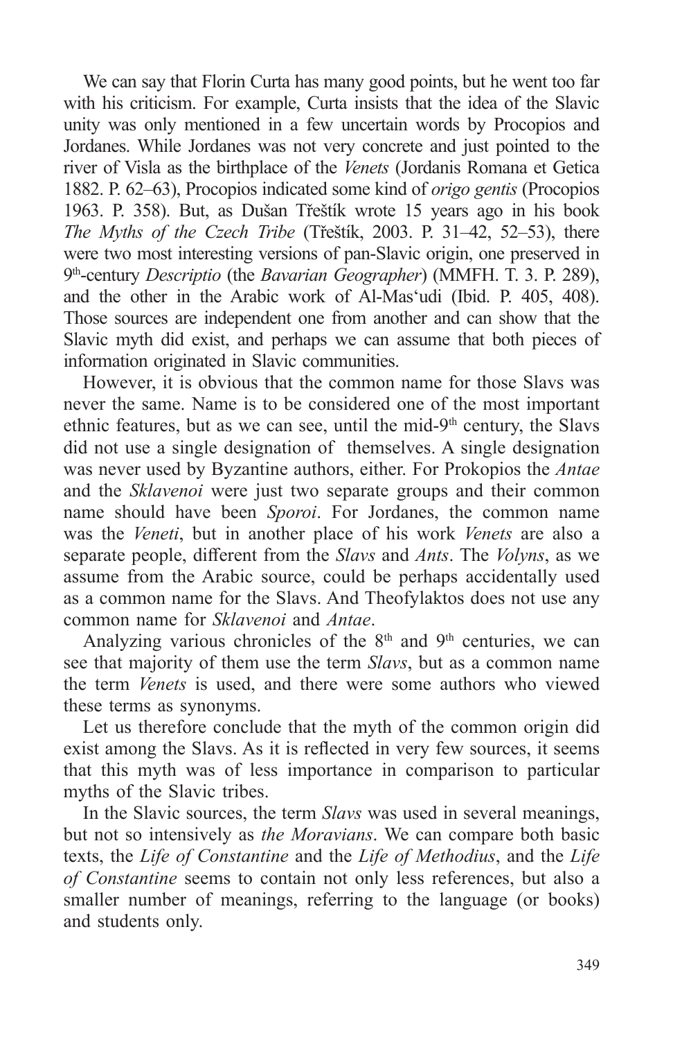We can say that Florin Curta has many good points, but he went too far with his criticism. For example, Curta insists that the idea of the Slavic unity was only mentioned in a few uncertain words by Procopios and Jordanes. While Jordanes was not very concrete and just pointed to the river of Visla as the birthplace of the *Venets* (Jordanis Romana et Getica 1882. P. 62–63), Procopios indicated some kind of *origo gentis* (Procopios 1963. P. 358). But, as Dušan Třeštík wrote 15 years ago in his book *The Myths of the Czech Tribe* (Třeštík, 2003. P. 31–42, 52–53), there were two most interesting versions of pan-Slavic origin, one preserved in 9th-century *Descriptio* (the *Bavarian Geographer*) (MMFH. T. 3. P. 289), and the other in the Arabic work of Al-Mas'udi (Ibid. P. 405, 408). Those sources are independent one from another and can show that the Slavic myth did exist, and perhaps we can assume that both pieces of information originated in Slavic communities.

However, it is obvious that the common name for those Slavs was never the same. Name is to be considered one of the most important ethnic features, but as we can see, until the mid-9th century, the Slavs did not use a single designation of themselves. A single designation was never used by Byzantine authors, either. For Prokopios the *Antae* and the *Sklavenoi* were just two separate groups and their common name should have been *Sporoi*. For Jordanes, the common name was the *Veneti*, but in another place of his work *Venets* are also a separate people, different from the *Slavs* and *Ants*. The *Volyns*, as we assume from the Arabic source, could be perhaps accidentally used as a common name for the Slavs. And Theofylaktos does not use any common name for *Sklavenoi* and *Antae*.

Analyzing various chronicles of the 8th and 9th centuries, we can see that majority of them use the term *Slavs*, but as a common name the term *Venets* is used, and there were some authors who viewed these terms as synonyms.

Let us therefore conclude that the myth of the common origin did exist among the Slavs. As it is reflected in very few sources, it seems that this myth was of less importance in comparison to particular myths of the Slavic tribes.

In the Slavic sources, the term *Slavs* was used in several meanings, but not so intensively as *the Moravians*. We can compare both basic texts, the *Life of Constantine* and the *Life of Methodius*, and the *Life of Constantine* seems to contain not only less references, but also a smaller number of meanings, referring to the language (or books) and students only.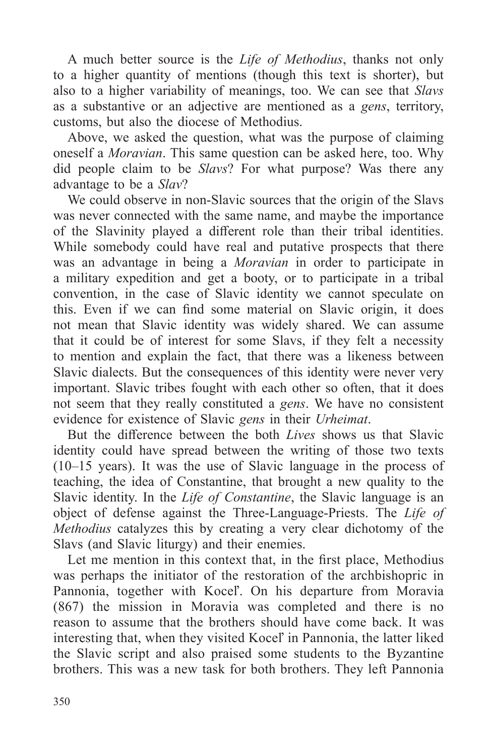A much better source is the *Life of Methodius*, thanks not only to a higher quantity of mentions (though this text is shorter), but also to a higher variability of meanings, too. We can see that *Slavs* as a substantive or an adjective are mentioned as a *gens*, territory, customs, but also the diocese of Methodius.

Above, we asked the question, what was the purpose of claiming oneself a *Moravian*. This same question can be asked here, too. Why did people claim to be *Slavs*? For what purpose? Was there any advantage to be a *Slav*?

We could observe in non-Slavic sources that the origin of the Slavs was never connected with the same name, and maybe the importance of the Slavinity played a different role than their tribal identities. While somebody could have real and putative prospects that there was an advantage in being a *Moravian* in order to participate in a military expedition and get a booty, or to participate in a tribal convention, in the case of Slavic identity we cannot speculate on this. Even if we can find some material on Slavic origin, it does not mean that Slavic identity was widely shared. We can assume that it could be of interest for some Slavs, if they felt a necessity to mention and explain the fact, that there was a likeness between Slavic dialects. But the consequences of this identity were never very important. Slavic tribes fought with each other so often, that it does not seem that they really constituted a *gens*. We have no consistent evidence for existence of Slavic *gens* in their *Urheimat*.

But the difference between the both *Lives* shows us that Slavic identity could have spread between the writing of those two texts (10–15 years). It was the use of Slavic language in the process of teaching, the idea of Constantine, that brought a new quality to the Slavic identity. In the *Life of Constantine*, the Slavic language is an object of defense against the Three-Language-Priests. The *Life of Methodius* catalyzes this by creating a very clear dichotomy of the Slavs (and Slavic liturgy) and their enemies.

Let me mention in this context that, in the first place, Methodius was perhaps the initiator of the restoration of the archbishopric in Pannonia, together with Koceľ. On his departure from Moravia (867) the mission in Moravia was completed and there is no reason to assume that the brothers should have come back. It was interesting that, when they visited Koceľ in Pannonia, the latter liked the Slavic script and also praised some students to the Byzantine brothers. This was a new task for both brothers. They left Pannonia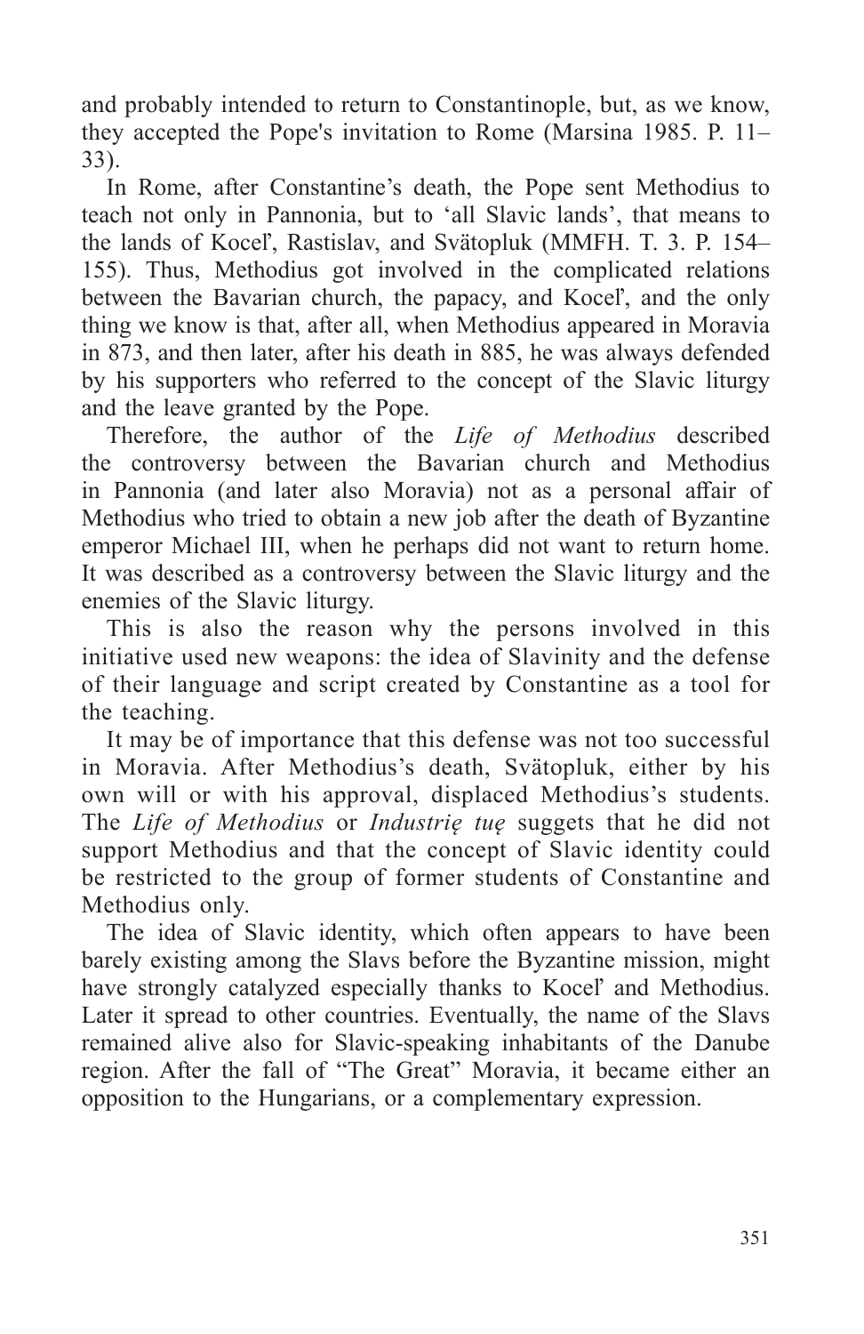and probably intended to return to Constantinople, but, as we know, they accepted the Pope's invitation to Rome (Marsina 1985. P. 11–33).

In Rome, after Constantine's death, the Pope sent Methodius to teach not only in Pannonia, but to 'all Slavic lands', that means to the lands of Koceľ, Rastislav, and Svätopluk (MMFH. T. 3. P. 154–155). Thus, Methodius got involved in the complicated relations between the Bavarian church, the papacy, and Koceľ, and the only thing we know is that, after all, when Methodius appeared in Moravia in 873, and then later, after his death in 885, he was always defended by his supporters who referred to the concept of the Slavic liturgy and the leave granted by the Pope.

Therefore, the author of the *Life of Methodius* described the controversy between the Bavarian church and Methodius in Pannonia (and later also Moravia) not as a personal affair of Methodius who tried to obtain a new job after the death of Byzantine emperor Michael III, when he perhaps did not want to return home. It was described as a controversy between the Slavic liturgy and the enemies of the Slavic liturgy.

This is also the reason why the persons involved in this initiative used new weapons: the idea of Slavinity and the defense of their language and script created by Constantine as a tool for the teaching.

It may be of importance that this defense was not too successful in Moravia. After Methodius's death, Svätopluk, either by his own will or with his approval, displaced Methodius's students. The *Life of Methodius* or *Industrię tuę* suggets that he did not support Methodius and that the concept of Slavic identity could be restricted to the group of former students of Constantine and Methodius only.

The idea of Slavic identity, which often appears to have been barely existing among the Slavs before the Byzantine mission, might have strongly catalyzed especially thanks to Koceľ and Methodius. Later it spread to other countries. Eventually, the name of the Slavs remained alive also for Slavic-speaking inhabitants of the Danube region. After the fall of "The Great" Moravia, it became either an opposition to the Hungarians, or a complementary expression.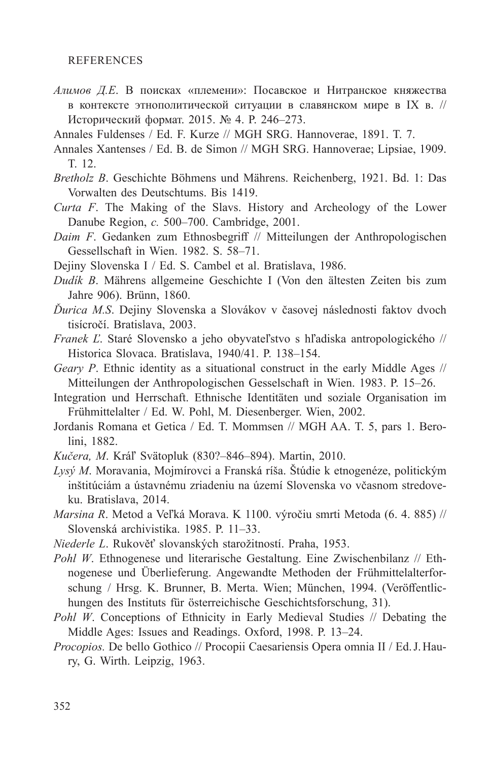REFERENCES

*Алимов Д.Е.* В поисках «племени»: Посавское и Нитранское княжества в контексте этнополитической ситуации в славянском мире в IX в. // Исторический формат. 2015. № 4. P. 246–273.

Annales Fuldenses / Ed. F. Kurze // MGH SRG. Hannoverae, 1891. T. 7.

Annales Xantenses / Ed. B. de Simon // MGH SRG. Hannoverae; Lipsiae, 1909. T. 12.

*Bretholz B*. Geschichte Böhmens und Mährens. Reichenberg, 1921. Bd. 1: Das Vorwalten des Deutschtums. Bis 1419.

*Curta F*. The Making of the Slavs. History and Archeology of the Lower Danube Region, *c.* 500–700. Cambridge, 2001.

*Daim F*. Gedanken zum Ethnosbegriff // Mitteilungen der Anthropologischen Gessellschaft in Wien. 1982. S. 58–71.

Dejiny Slovenska I / Ed. S. Cambel et al. Bratislava, 1986.

*Dudík B*. Mährens allgemeine Geschichte I (Von den ältesten Zeiten bis zum Jahre 906). Brünn, 1860.

*Ďurica M.S*. Dejiny Slovenska a Slovákov v časovej následnosti faktov dvoch tisícročí. Bratislava, 2003.

*Franek Ľ*. Staré Slovensko a jeho obyvateľstvo s hľadiska antropologického // Historica Slovaca. Bratislava, 1940/41. P. 138–154.

*Geary P*. Ethnic identity as a situational construct in the early Middle Ages // Mitteilungen der Anthropologischen Gesselschaft in Wien. 1983. P. 15–26.

Integration und Herrschaft. Ethnische Identitäten und soziale Organisation im Frühmittelalter / Ed. W. Pohl, M. Diesenberger. Wien, 2002.

Jordanis Romana et Getica / Ed. T. Mommsen // MGH AA. T. 5, pars 1. Berolini, 1882.

*Kučera, M*. Kráľ Svätopluk (830?–846–894). Martin, 2010.

*Lysý M*. Moravania, Mojmírovci a Franská ríša. Štúdie k etnogenéze, politickým inštitúciám a ústavnému zriadeniu na území Slovenska vo včasnom stredoveku. Bratislava, 2014.

*Marsina R*. Metod a Veľká Morava. K 1100. výročiu smrti Metoda (6. 4. 885) // Slovenská archivistika. 1985. P. 11–33.

*Niederle L*. Rukověť slovanských starožitností. Praha, 1953.

*Pohl W*. Ethnogenese und literarische Gestaltung. Eine Zwischenbilanz // Ethnogenese und Überlieferung. Angewandte Methoden der Frühmittelalterforschung / Hrsg. K. Brunner, B. Merta. Wien; München, 1994. (Veröffentlichungen des Instituts für österreichische Geschichtsforschung, 31).

*Pohl W*. Conceptions of Ethnicity in Early Medieval Studies // Debating the Middle Ages: Issues and Readings. Oxford, 1998. P. 13–24.

*Procopios.* De bello Gothico // Procopii Caesariensis Opera omnia II / Ed. J. Haury, G. Wirth. Leipzig, 1963.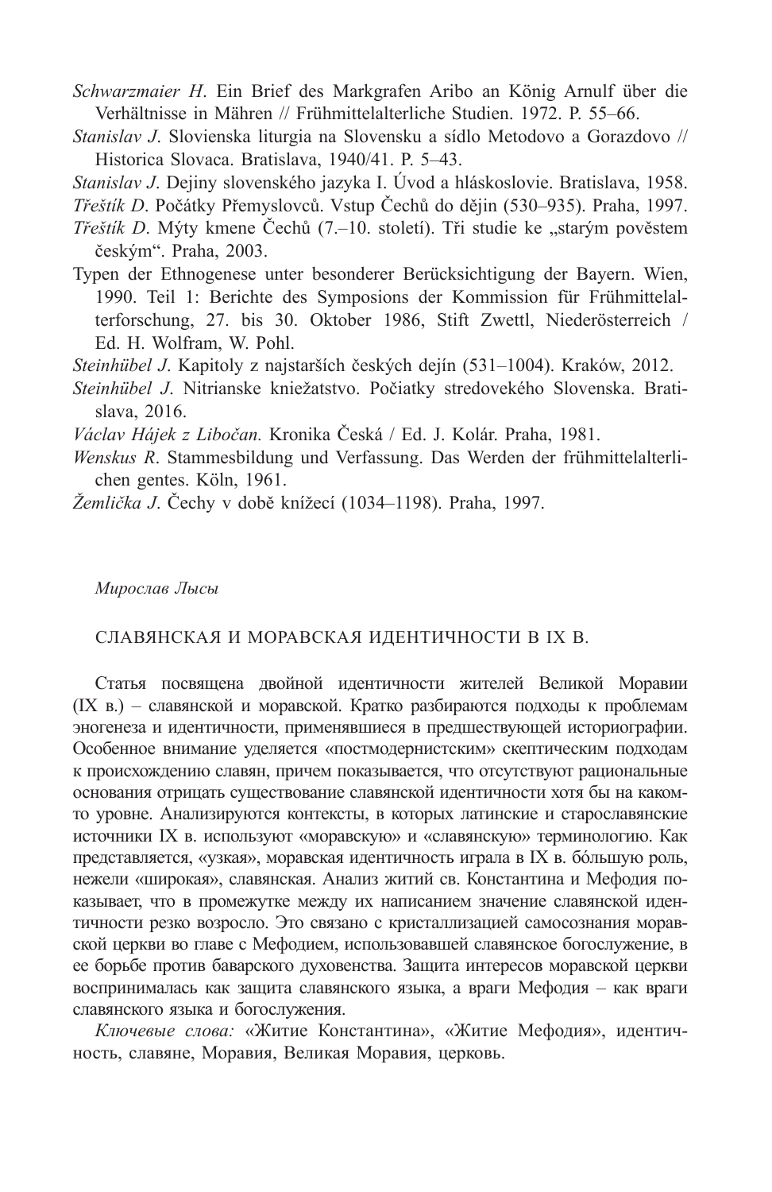*Schwarzmaier H*. Ein Brief des Markgrafen Aribo an König Arnulf über die Verhältnisse in Mähren // Frühmittelalterliche Studien. 1972. P. 55–66.

*Stanislav J*. Slovienska liturgia na Slovensku a sídlo Metodovo a Gorazdovo // Historica Slovaca. Bratislava, 1940/41. P. 5–43.

*Stanislav J*. Dejiny slovenského jazyka I. Úvod a hláskoslovie. Bratislava, 1958.

*Třeštík D*. Počátky Přemyslovců. Vstup Čechů do dějin (530–935). Praha, 1997.

*Třeštík D*. Mýty kmene Čechů (7.–10. století). Tři studie ke „starým pověstem českým“. Praha, 2003.

Typen der Ethnogenese unter besonderer Berücksichtigung der Bayern. Wien, 1990. Teil 1: Berichte des Symposions der Kommission für Frühmittelalterforschung, 27. bis 30. Oktober 1986, Stift Zwettl, Niederösterreich / Ed. H. Wolfram, W. Pohl.

*Steinhübel J*. Kapitoly z najstarších českých dejín (531–1004). Kraków, 2012.

*Steinhübel J*. Nitrianske kniežatstvo. Počiatky stredovekého Slovenska. Bratislava, 2016.

*Václav Hájek z Libočan.* Kronika Česká / Ed. J. Kolár. Praha, 1981.

*Wenskus R*. Stammesbildung und Verfassung. Das Werden der frühmittelalterlichen gentes. Köln, 1961.

*Žemlička J*. Čechy v době knížecí (1034–1198). Praha, 1997.

*Мирослав Лысы*

## СЛАВЯНСКАЯ И МОРАВСКАЯ ИДЕНТИЧНОСТИ В IX В.

Статья посвящена двойной идентичности жителей Великой Моравии (IX в.) – славянской и моравской. Кратко разбираются подходы к проблемам эногенеза и идентичности, применявшиеся в предшествующей историографии. Особенное внимание уделяется «постмодернистским» скептическим подходам к происхождению славян, причем показывается, что отсутствуют рациональные основания отрицать существование славянской идентичности хотя бы на каком-то уровне. Анализируются контексты, в которых латинские и старославянские источники IX в. используют «моравскую» и «славянскую» терминологию. Как представляется, «узкая», моравская идентичность играла в IX в. бóльшую роль, нежели «широкая», славянская. Анализ житий св. Константина и Мефодия показывает, что в промежутке между их написанием значение славянской идентичности резко возросло. Это связано с кристаллизацией самосознания моравской церкви во главе с Мефодием, использовавшей славянское богослужение, в ее борьбе против баварского духовенства. Защита интересов моравской церкви воспринималась как защита славянского языка, а враги Мефодия – как враги славянского языка и богослужения.

*Ключевые слова:* «Житие Константина», «Житие Мефодия», идентичность, славяне, Моравия, Великая Моравия, церковь.